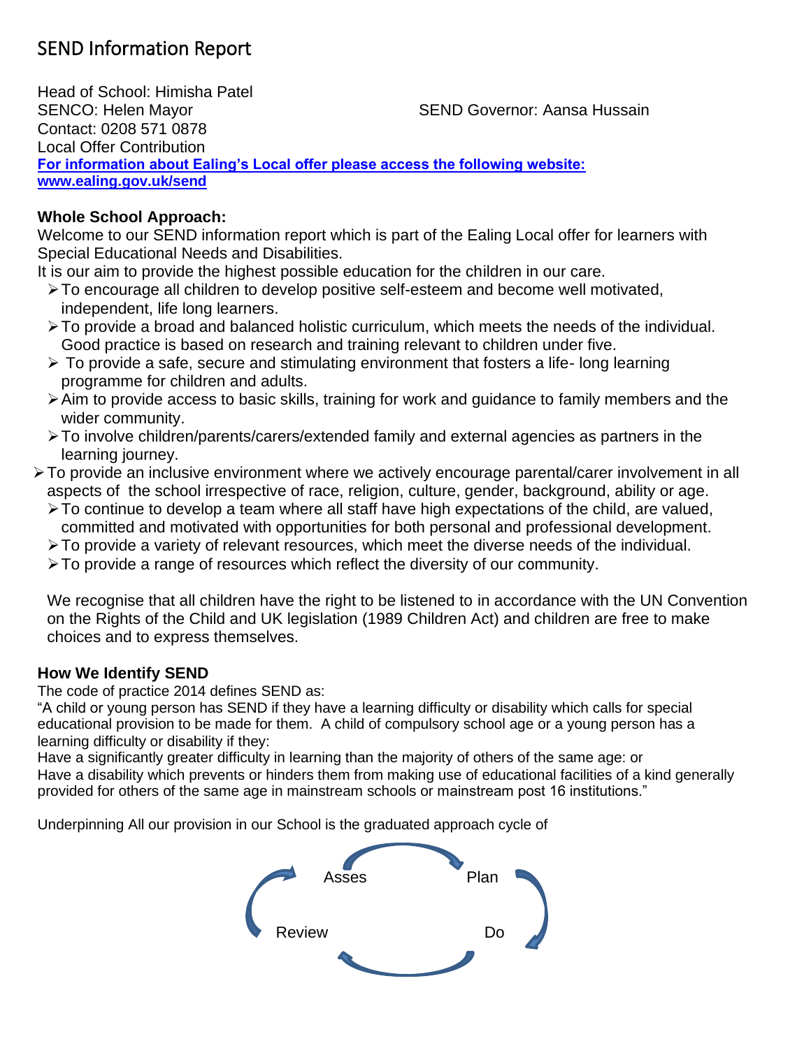# SEND Information Report

Head of School: Himisha Patel
SENCO: Helen Mayor
SEND Governor: Aansa Hussain
Contact: 0208 571 0878
Local Offer Contribution
**For information about Ealing's Local offer please access the following website: www.ealing.gov.uk/send**

**Whole School Approach:**

Welcome to our SEND information report which is part of the Ealing Local offer for learners with Special Educational Needs and Disabilities.

It is our aim to provide the highest possible education for the children in our care.

- To encourage all children to develop positive self-esteem and become well motivated, independent, life long learners.
- To provide a broad and balanced holistic curriculum, which meets the needs of the individual. Good practice is based on research and training relevant to children under five.
- To provide a safe, secure and stimulating environment that fosters a life- long learning programme for children and adults.
- Aim to provide access to basic skills, training for work and guidance to family members and the wider community.
- To involve children/parents/carers/extended family and external agencies as partners in the learning journey.
- To provide an inclusive environment where we actively encourage parental/carer involvement in all aspects of the school irrespective of race, religion, culture, gender, background, ability or age.
- To continue to develop a team where all staff have high expectations of the child, are valued, committed and motivated with opportunities for both personal and professional development.
- To provide a variety of relevant resources, which meet the diverse needs of the individual.
- To provide a range of resources which reflect the diversity of our community.

We recognise that all children have the right to be listened to in accordance with the UN Convention on the Rights of the Child and UK legislation (1989 Children Act) and children are free to make choices and to express themselves.

**How We Identify SEND**

The code of practice 2014 defines SEND as:

"A child or young person has SEND if they have a learning difficulty or disability which calls for special educational provision to be made for them. A child of compulsory school age or a young person has a learning difficulty or disability if they:

Have a significantly greater difficulty in learning than the majority of others of the same age: or

Have a disability which prevents or hinders them from making use of educational facilities of a kind generally provided for others of the same age in mainstream schools or mainstream post 16 institutions."

Underpinning All our provision in our School is the graduated approach cycle of

Asses → Plan → Do → Review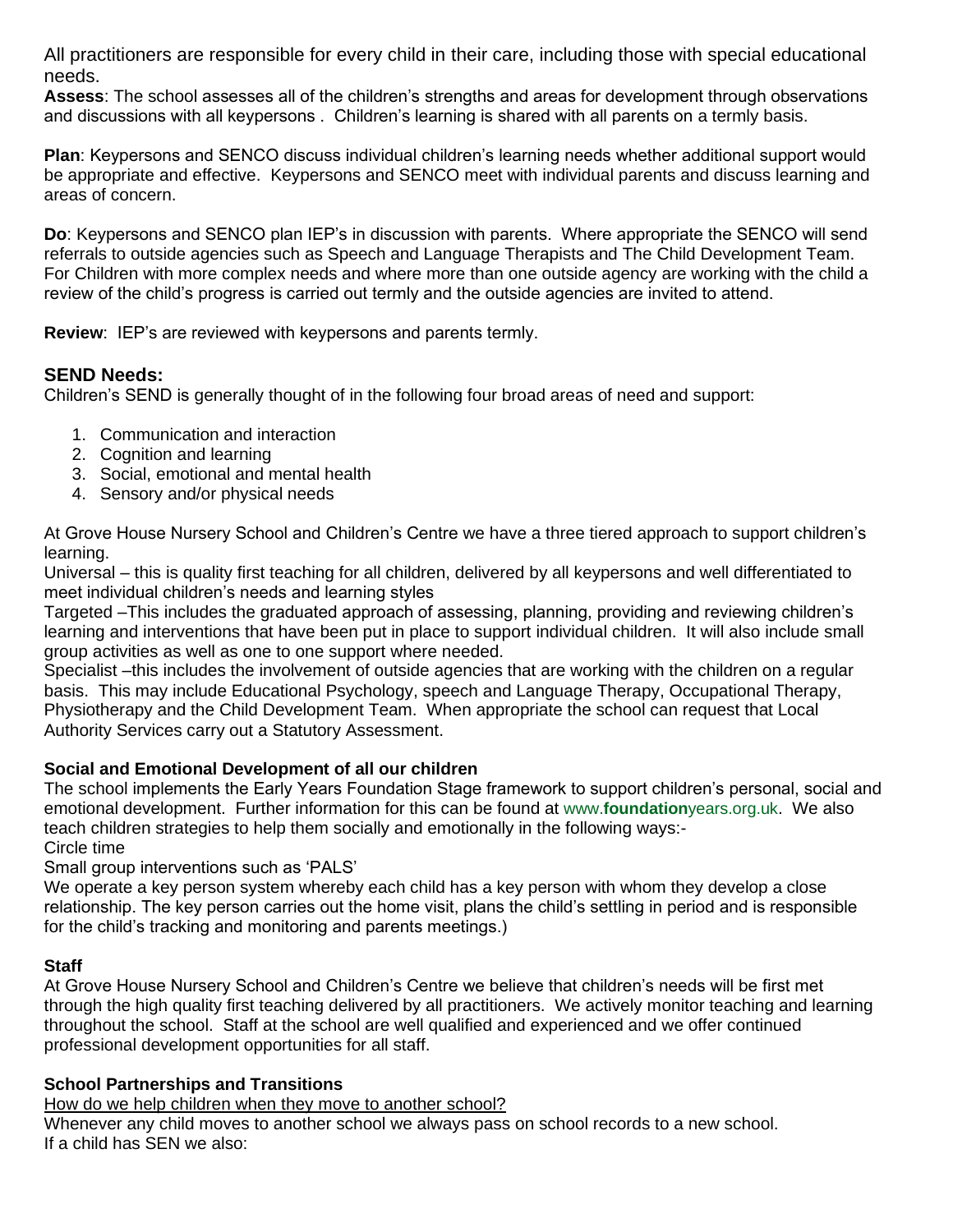All practitioners are responsible for every child in their care, including those with special educational needs.

**Assess**: The school assesses all of the children's strengths and areas for development through observations and discussions with all keypersons . Children's learning is shared with all parents on a termly basis.

**Plan**: Keypersons and SENCO discuss individual children's learning needs whether additional support would be appropriate and effective. Keypersons and SENCO meet with individual parents and discuss learning and areas of concern.

**Do**: Keypersons and SENCO plan IEP's in discussion with parents. Where appropriate the SENCO will send referrals to outside agencies such as Speech and Language Therapists and The Child Development Team. For Children with more complex needs and where more than one outside agency are working with the child a review of the child's progress is carried out termly and the outside agencies are invited to attend.

**Review**: IEP's are reviewed with keypersons and parents termly.

## SEND Needs:

Children's SEND is generally thought of in the following four broad areas of need and support:

1. Communication and interaction
2. Cognition and learning
3. Social, emotional and mental health
4. Sensory and/or physical needs

At Grove House Nursery School and Children's Centre we have a three tiered approach to support children's learning.

Universal – this is quality first teaching for all children, delivered by all keypersons and well differentiated to meet individual children's needs and learning styles

Targeted –This includes the graduated approach of assessing, planning, providing and reviewing children's learning and interventions that have been put in place to support individual children. It will also include small group activities as well as one to one support where needed.

Specialist –this includes the involvement of outside agencies that are working with the children on a regular basis. This may include Educational Psychology, speech and Language Therapy, Occupational Therapy, Physiotherapy and the Child Development Team. When appropriate the school can request that Local Authority Services carry out a Statutory Assessment.

### Social and Emotional Development of all our children

The school implements the Early Years Foundation Stage framework to support children's personal, social and emotional development. Further information for this can be found at www.**foundation**years.org.uk. We also teach children strategies to help them socially and emotionally in the following ways:-

Circle time

Small group interventions such as 'PALS'

We operate a key person system whereby each child has a key person with whom they develop a close relationship. The key person carries out the home visit, plans the child's settling in period and is responsible for the child's tracking and monitoring and parents meetings.)

### Staff

At Grove House Nursery School and Children's Centre we believe that children's needs will be first met through the high quality first teaching delivered by all practitioners. We actively monitor teaching and learning throughout the school. Staff at the school are well qualified and experienced and we offer continued professional development opportunities for all staff.

### School Partnerships and Transitions

How do we help children when they move to another school?

Whenever any child moves to another school we always pass on school records to a new school.

If a child has SEN we also: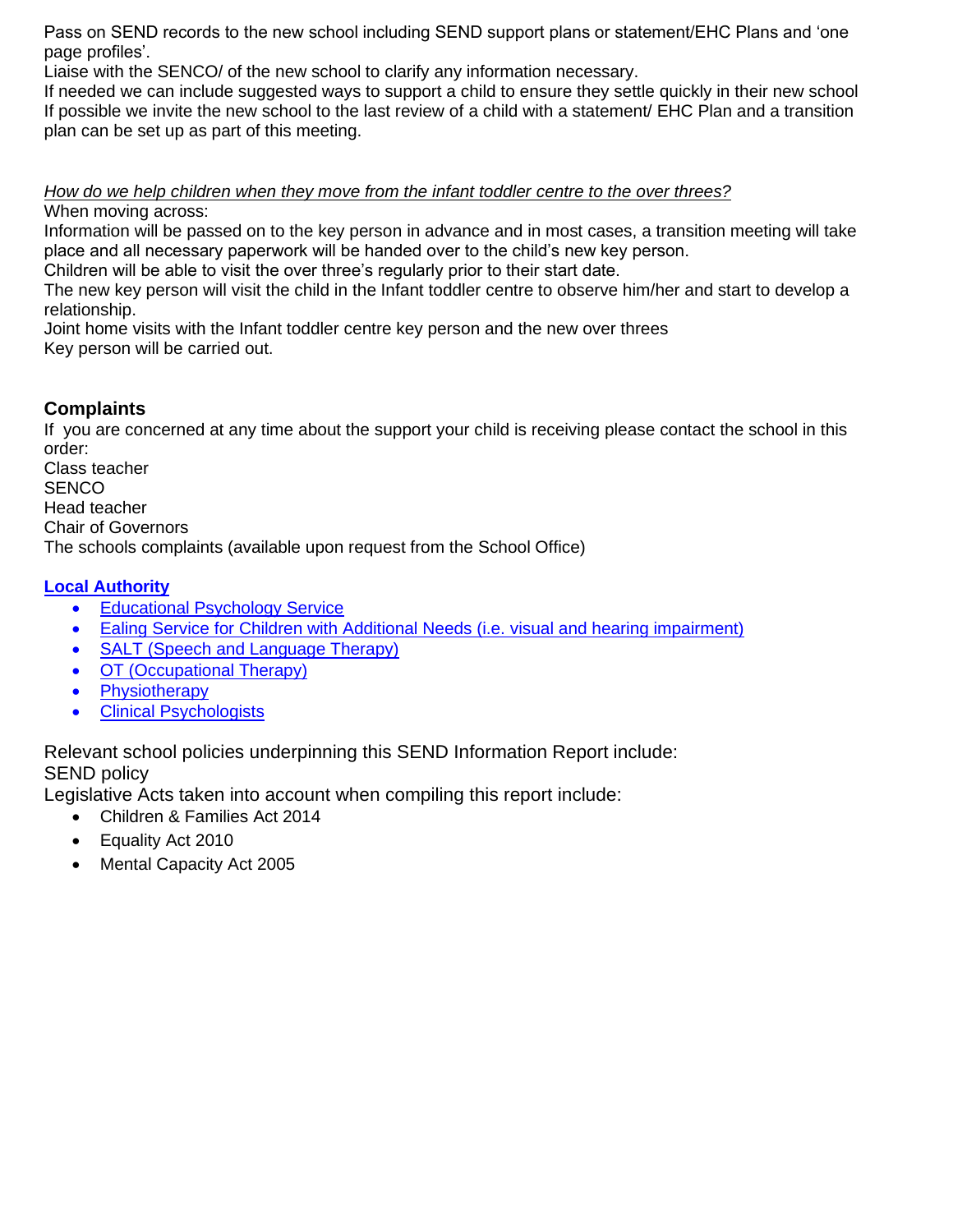Pass on SEND records to the new school including SEND support plans or statement/EHC Plans and 'one page profiles'.
Liaise with the SENCO/ of the new school to clarify any information necessary.
If needed we can include suggested ways to support a child to ensure they settle quickly in their new school
If possible we invite the new school to the last review of a child with a statement/ EHC Plan and a transition plan can be set up as part of this meeting.

*How do we help children when they move from the infant toddler centre to the over threes?*

When moving across:
Information will be passed on to the key person in advance and in most cases, a transition meeting will take place and all necessary paperwork will be handed over to the child's new key person.
Children will be able to visit the over three's regularly prior to their start date.
The new key person will visit the child in the Infant toddler centre to observe him/her and start to develop a relationship.
Joint home visits with the Infant toddler centre key person and the new over threes
Key person will be carried out.

## Complaints

If you are concerned at any time about the support your child is receiving please contact the school in this order:
Class teacher
SENCO
Head teacher
Chair of Governors
The schools complaints (available upon request from the School Office)

**Local Authority**

- Educational Psychology Service
- Ealing Service for Children with Additional Needs (i.e. visual and hearing impairment)
- SALT (Speech and Language Therapy)
- OT (Occupational Therapy)
- Physiotherapy
- Clinical Psychologists

Relevant school policies underpinning this SEND Information Report include:
SEND policy
Legislative Acts taken into account when compiling this report include:

- Children & Families Act 2014
- Equality Act 2010
- Mental Capacity Act 2005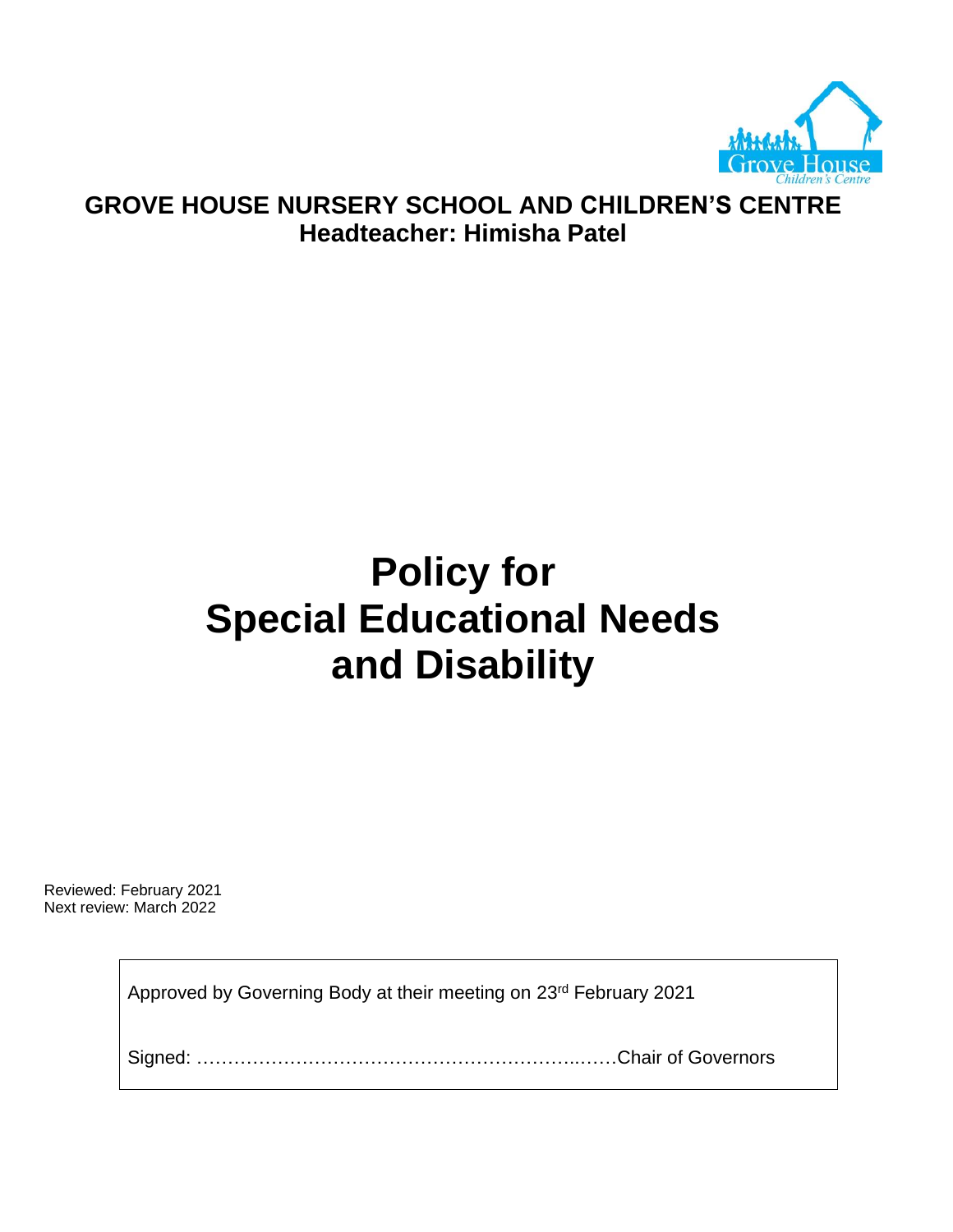**GROVE HOUSE NURSERY SCHOOL AND CHILDREN'S CENTRE**
**Headteacher: Himisha Patel**

# Policy for Special Educational Needs and Disability

Reviewed: February 2021
Next review: March 2022

Approved by Governing Body at their meeting on 23rd February 2021

Signed: ……………………………………………………..……Chair of Governors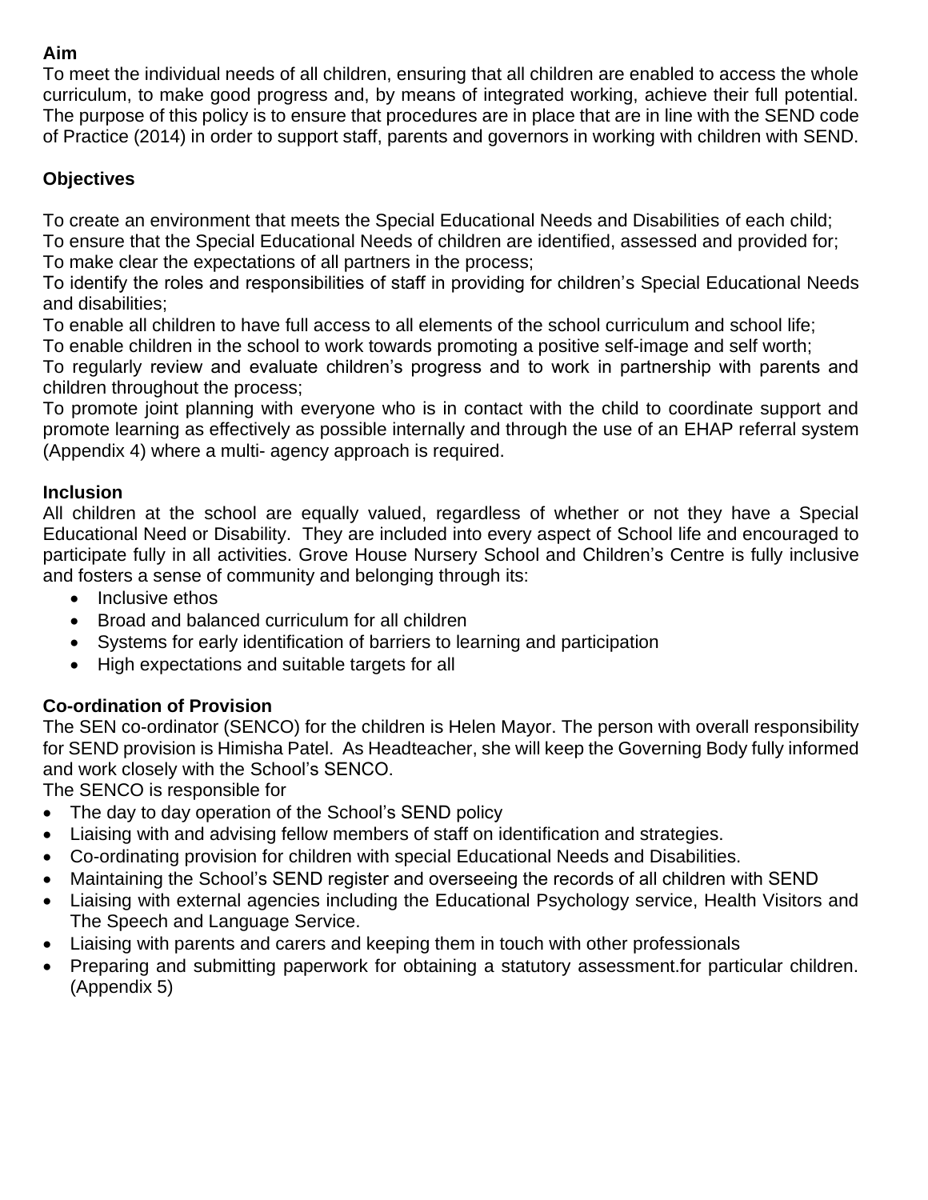**Aim**

To meet the individual needs of all children, ensuring that all children are enabled to access the whole curriculum, to make good progress and, by means of integrated working, achieve their full potential. The purpose of this policy is to ensure that procedures are in place that are in line with the SEND code of Practice (2014) in order to support staff, parents and governors in working with children with SEND.

**Objectives**

To create an environment that meets the Special Educational Needs and Disabilities of each child;
To ensure that the Special Educational Needs of children are identified, assessed and provided for;
To make clear the expectations of all partners in the process;
To identify the roles and responsibilities of staff in providing for children's Special Educational Needs and disabilities;
To enable all children to have full access to all elements of the school curriculum and school life;
To enable children in the school to work towards promoting a positive self-image and self worth;
To regularly review and evaluate children's progress and to work in partnership with parents and children throughout the process;
To promote joint planning with everyone who is in contact with the child to coordinate support and promote learning as effectively as possible internally and through the use of an EHAP referral system (Appendix 4) where a multi- agency approach is required.

**Inclusion**

All children at the school are equally valued, regardless of whether or not they have a Special Educational Need or Disability. They are included into every aspect of School life and encouraged to participate fully in all activities. Grove House Nursery School and Children's Centre is fully inclusive and fosters a sense of community and belonging through its:

- Inclusive ethos
- Broad and balanced curriculum for all children
- Systems for early identification of barriers to learning and participation
- High expectations and suitable targets for all

**Co-ordination of Provision**

The SEN co-ordinator (SENCO) for the children is Helen Mayor. The person with overall responsibility for SEND provision is Himisha Patel. As Headteacher, she will keep the Governing Body fully informed and work closely with the School's SENCO.
The SENCO is responsible for

- The day to day operation of the School's SEND policy
- Liaising with and advising fellow members of staff on identification and strategies.
- Co-ordinating provision for children with special Educational Needs and Disabilities.
- Maintaining the School's SEND register and overseeing the records of all children with SEND
- Liaising with external agencies including the Educational Psychology service, Health Visitors and The Speech and Language Service.
- Liaising with parents and carers and keeping them in touch with other professionals
- Preparing and submitting paperwork for obtaining a statutory assessment.for particular children. (Appendix 5)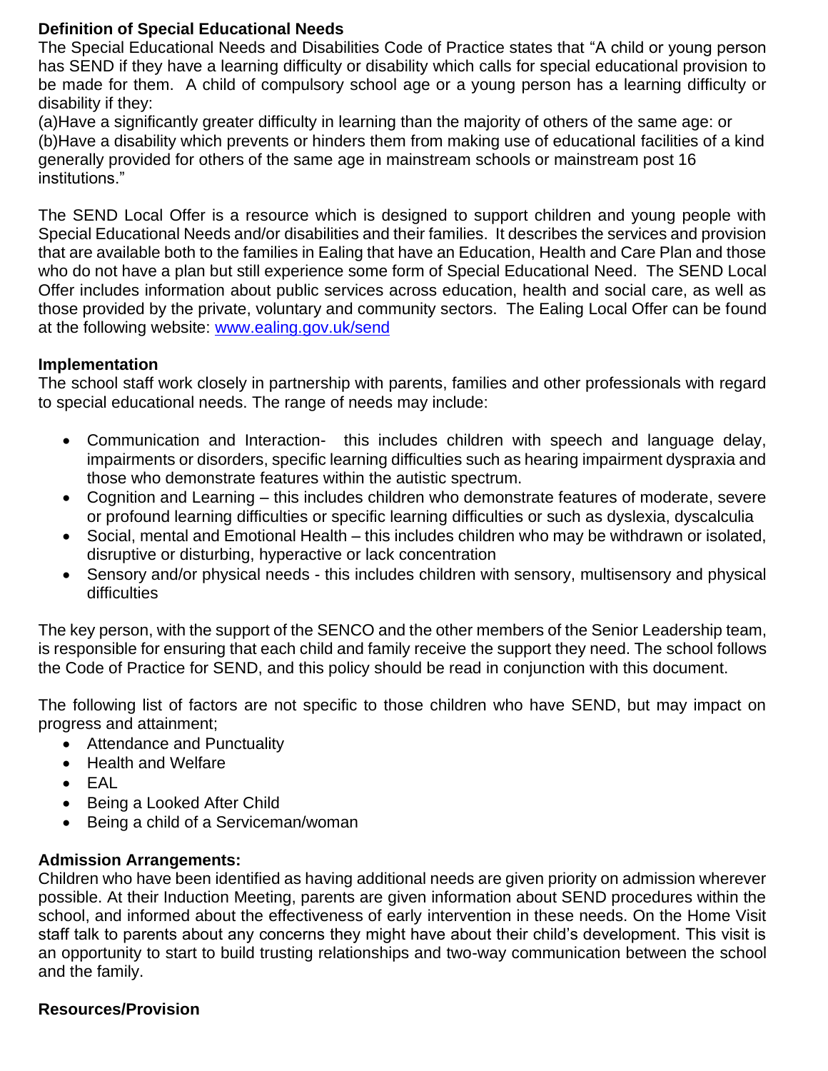**Definition of Special Educational Needs**

The Special Educational Needs and Disabilities Code of Practice states that "A child or young person has SEND if they have a learning difficulty or disability which calls for special educational provision to be made for them. A child of compulsory school age or a young person has a learning difficulty or disability if they:

(a)Have a significantly greater difficulty in learning than the majority of others of the same age: or

(b)Have a disability which prevents or hinders them from making use of educational facilities of a kind generally provided for others of the same age in mainstream schools or mainstream post 16 institutions."

The SEND Local Offer is a resource which is designed to support children and young people with Special Educational Needs and/or disabilities and their families. It describes the services and provision that are available both to the families in Ealing that have an Education, Health and Care Plan and those who do not have a plan but still experience some form of Special Educational Need. The SEND Local Offer includes information about public services across education, health and social care, as well as those provided by the private, voluntary and community sectors. The Ealing Local Offer can be found at the following website: [www.ealing.gov.uk/send](http://www.ealing.gov.uk/send)

**Implementation**

The school staff work closely in partnership with parents, families and other professionals with regard to special educational needs. The range of needs may include:

- Communication and Interaction- this includes children with speech and language delay, impairments or disorders, specific learning difficulties such as hearing impairment dyspraxia and those who demonstrate features within the autistic spectrum.
- Cognition and Learning – this includes children who demonstrate features of moderate, severe or profound learning difficulties or specific learning difficulties or such as dyslexia, dyscalculia
- Social, mental and Emotional Health – this includes children who may be withdrawn or isolated, disruptive or disturbing, hyperactive or lack concentration
- Sensory and/or physical needs - this includes children with sensory, multisensory and physical difficulties

The key person, with the support of the SENCO and the other members of the Senior Leadership team, is responsible for ensuring that each child and family receive the support they need. The school follows the Code of Practice for SEND, and this policy should be read in conjunction with this document.

The following list of factors are not specific to those children who have SEND, but may impact on progress and attainment;

- Attendance and Punctuality
- Health and Welfare
- EAL
- Being a Looked After Child
- Being a child of a Serviceman/woman

**Admission Arrangements:**

Children who have been identified as having additional needs are given priority on admission wherever possible. At their Induction Meeting, parents are given information about SEND procedures within the school, and informed about the effectiveness of early intervention in these needs. On the Home Visit staff talk to parents about any concerns they might have about their child's development. This visit is an opportunity to start to build trusting relationships and two-way communication between the school and the family.

**Resources/Provision**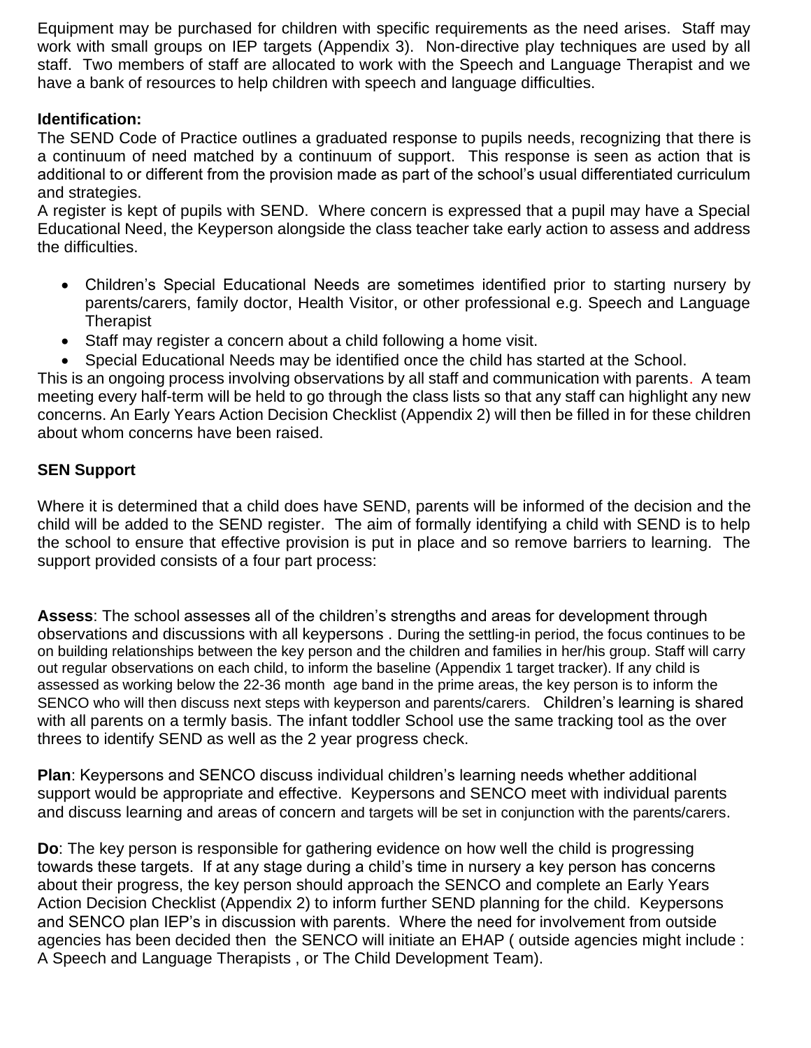Equipment may be purchased for children with specific requirements as the need arises. Staff may work with small groups on IEP targets (Appendix 3). Non-directive play techniques are used by all staff. Two members of staff are allocated to work with the Speech and Language Therapist and we have a bank of resources to help children with speech and language difficulties.

**Identification:**

The SEND Code of Practice outlines a graduated response to pupils needs, recognizing that there is a continuum of need matched by a continuum of support. This response is seen as action that is additional to or different from the provision made as part of the school's usual differentiated curriculum and strategies.

A register is kept of pupils with SEND. Where concern is expressed that a pupil may have a Special Educational Need, the Keyperson alongside the class teacher take early action to assess and address the difficulties.

- Children's Special Educational Needs are sometimes identified prior to starting nursery by parents/carers, family doctor, Health Visitor, or other professional e.g. Speech and Language Therapist
- Staff may register a concern about a child following a home visit.
- Special Educational Needs may be identified once the child has started at the School.

This is an ongoing process involving observations by all staff and communication with parents. A team meeting every half-term will be held to go through the class lists so that any staff can highlight any new concerns. An Early Years Action Decision Checklist (Appendix 2) will then be filled in for these children about whom concerns have been raised.

**SEN Support**

Where it is determined that a child does have SEND, parents will be informed of the decision and the child will be added to the SEND register. The aim of formally identifying a child with SEND is to help the school to ensure that effective provision is put in place and so remove barriers to learning. The support provided consists of a four part process:

**Assess**: The school assesses all of the children's strengths and areas for development through observations and discussions with all keypersons . During the settling-in period, the focus continues to be on building relationships between the key person and the children and families in her/his group. Staff will carry out regular observations on each child, to inform the baseline (Appendix 1 target tracker). If any child is assessed as working below the 22-36 month age band in the prime areas, the key person is to inform the SENCO who will then discuss next steps with keyperson and parents/carers. Children's learning is shared with all parents on a termly basis. The infant toddler School use the same tracking tool as the over threes to identify SEND as well as the 2 year progress check.

**Plan**: Keypersons and SENCO discuss individual children's learning needs whether additional support would be appropriate and effective. Keypersons and SENCO meet with individual parents and discuss learning and areas of concern and targets will be set in conjunction with the parents/carers.

**Do**: The key person is responsible for gathering evidence on how well the child is progressing towards these targets. If at any stage during a child's time in nursery a key person has concerns about their progress, the key person should approach the SENCO and complete an Early Years Action Decision Checklist (Appendix 2) to inform further SEND planning for the child. Keypersons and SENCO plan IEP's in discussion with parents. Where the need for involvement from outside agencies has been decided then the SENCO will initiate an EHAP ( outside agencies might include : A Speech and Language Therapists , or The Child Development Team).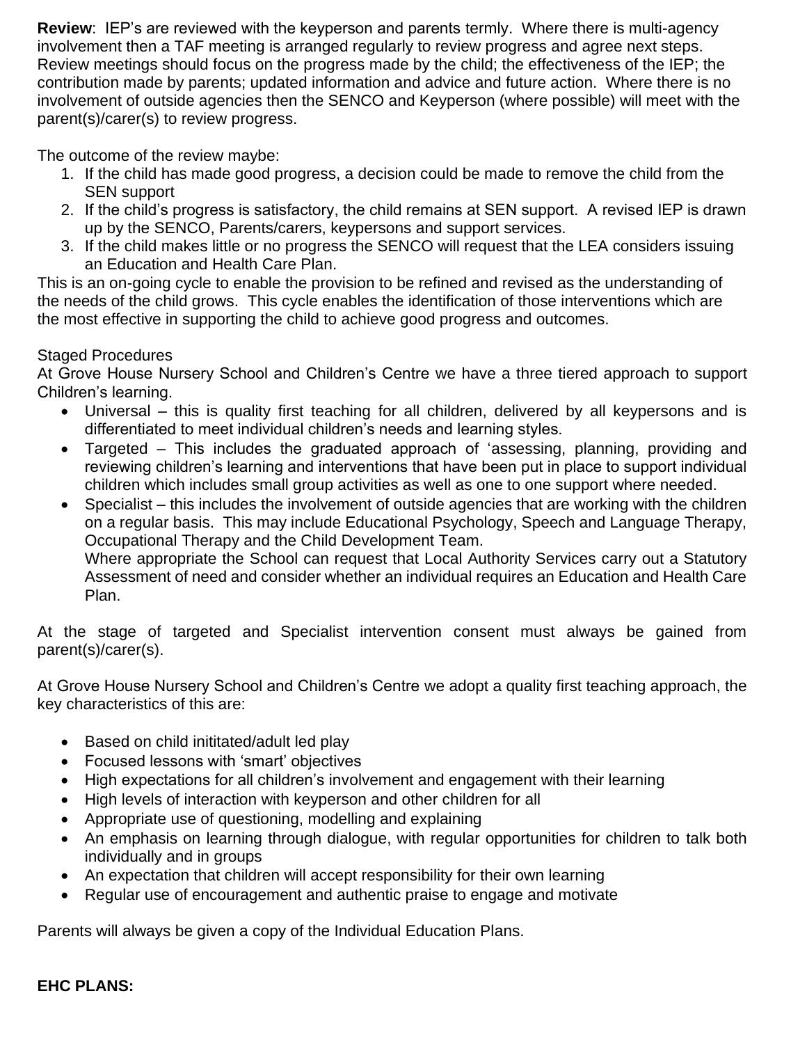**Review**: IEP's are reviewed with the keyperson and parents termly. Where there is multi-agency involvement then a TAF meeting is arranged regularly to review progress and agree next steps. Review meetings should focus on the progress made by the child; the effectiveness of the IEP; the contribution made by parents; updated information and advice and future action. Where there is no involvement of outside agencies then the SENCO and Keyperson (where possible) will meet with the parent(s)/carer(s) to review progress.

The outcome of the review maybe:

1. If the child has made good progress, a decision could be made to remove the child from the SEN support
2. If the child's progress is satisfactory, the child remains at SEN support. A revised IEP is drawn up by the SENCO, Parents/carers, keypersons and support services.
3. If the child makes little or no progress the SENCO will request that the LEA considers issuing an Education and Health Care Plan.

This is an on-going cycle to enable the provision to be refined and revised as the understanding of the needs of the child grows. This cycle enables the identification of those interventions which are the most effective in supporting the child to achieve good progress and outcomes.

Staged Procedures

At Grove House Nursery School and Children's Centre we have a three tiered approach to support Children's learning.

- Universal – this is quality first teaching for all children, delivered by all keypersons and is differentiated to meet individual children's needs and learning styles.
- Targeted – This includes the graduated approach of 'assessing, planning, providing and reviewing children's learning and interventions that have been put in place to support individual children which includes small group activities as well as one to one support where needed.
- Specialist – this includes the involvement of outside agencies that are working with the children on a regular basis. This may include Educational Psychology, Speech and Language Therapy, Occupational Therapy and the Child Development Team.
  Where appropriate the School can request that Local Authority Services carry out a Statutory Assessment of need and consider whether an individual requires an Education and Health Care Plan.

At the stage of targeted and Specialist intervention consent must always be gained from parent(s)/carer(s).

At Grove House Nursery School and Children's Centre we adopt a quality first teaching approach, the key characteristics of this are:

- Based on child inititated/adult led play
- Focused lessons with 'smart' objectives
- High expectations for all children's involvement and engagement with their learning
- High levels of interaction with keyperson and other children for all
- Appropriate use of questioning, modelling and explaining
- An emphasis on learning through dialogue, with regular opportunities for children to talk both individually and in groups
- An expectation that children will accept responsibility for their own learning
- Regular use of encouragement and authentic praise to engage and motivate

Parents will always be given a copy of the Individual Education Plans.

**EHC PLANS:**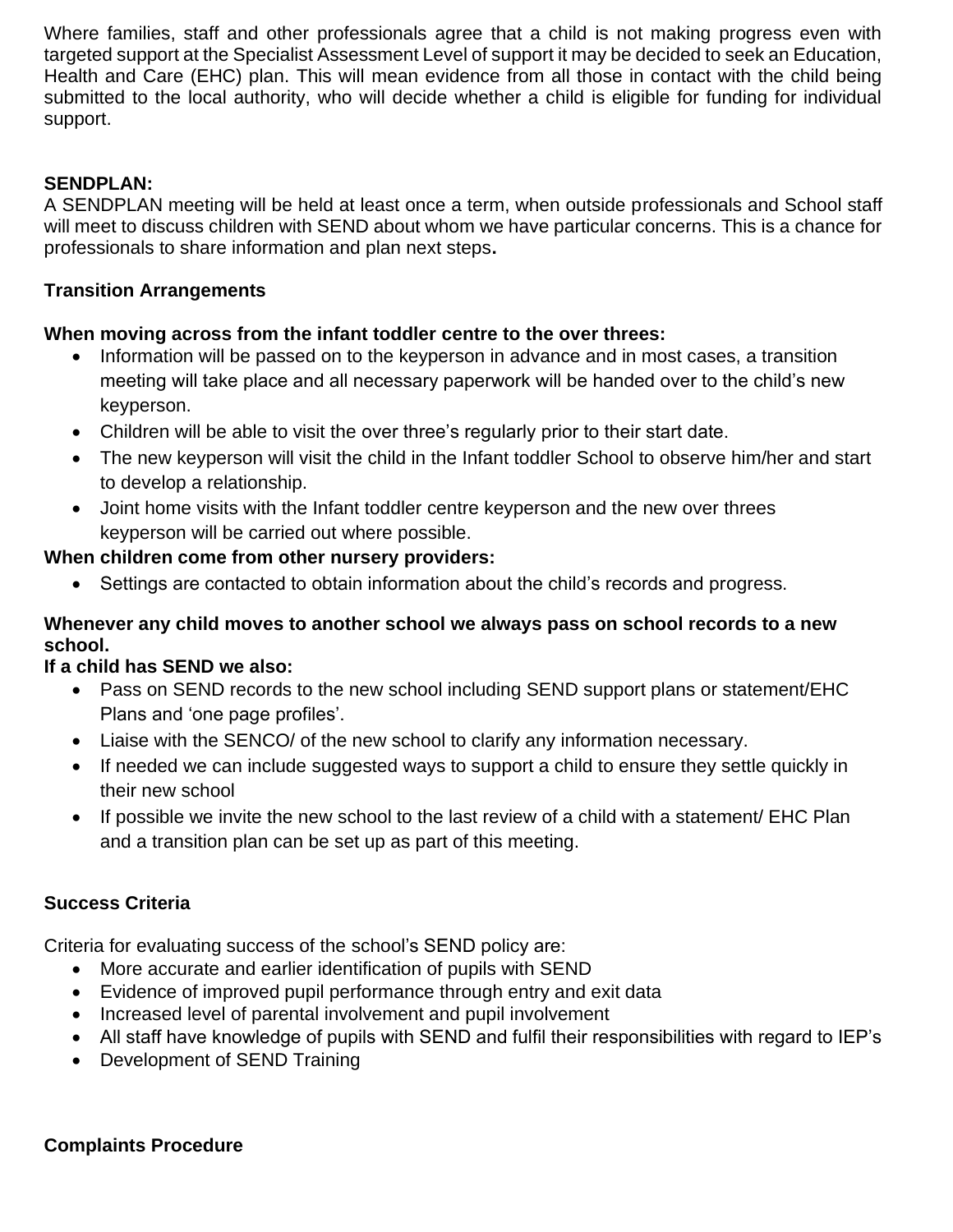Where families, staff and other professionals agree that a child is not making progress even with targeted support at the Specialist Assessment Level of support it may be decided to seek an Education, Health and Care (EHC) plan. This will mean evidence from all those in contact with the child being submitted to the local authority, who will decide whether a child is eligible for funding for individual support.

**SENDPLAN:**
A SENDPLAN meeting will be held at least once a term, when outside professionals and School staff will meet to discuss children with SEND about whom we have particular concerns. This is a chance for professionals to share information and plan next steps**.**

**Transition Arrangements**

**When moving across from the infant toddler centre to the over threes:**

- Information will be passed on to the keyperson in advance and in most cases, a transition meeting will take place and all necessary paperwork will be handed over to the child's new keyperson.
- Children will be able to visit the over three's regularly prior to their start date.
- The new keyperson will visit the child in the Infant toddler School to observe him/her and start to develop a relationship.
- Joint home visits with the Infant toddler centre keyperson and the new over threes keyperson will be carried out where possible.

**When children come from other nursery providers:**

- Settings are contacted to obtain information about the child's records and progress.

**Whenever any child moves to another school we always pass on school records to a new school.**

**If a child has SEND we also:**

- Pass on SEND records to the new school including SEND support plans or statement/EHC Plans and 'one page profiles'.
- Liaise with the SENCO/ of the new school to clarify any information necessary.
- If needed we can include suggested ways to support a child to ensure they settle quickly in their new school
- If possible we invite the new school to the last review of a child with a statement/ EHC Plan and a transition plan can be set up as part of this meeting.

**Success Criteria**

Criteria for evaluating success of the school's SEND policy are:

- More accurate and earlier identification of pupils with SEND
- Evidence of improved pupil performance through entry and exit data
- Increased level of parental involvement and pupil involvement
- All staff have knowledge of pupils with SEND and fulfil their responsibilities with regard to IEP's
- Development of SEND Training

**Complaints Procedure**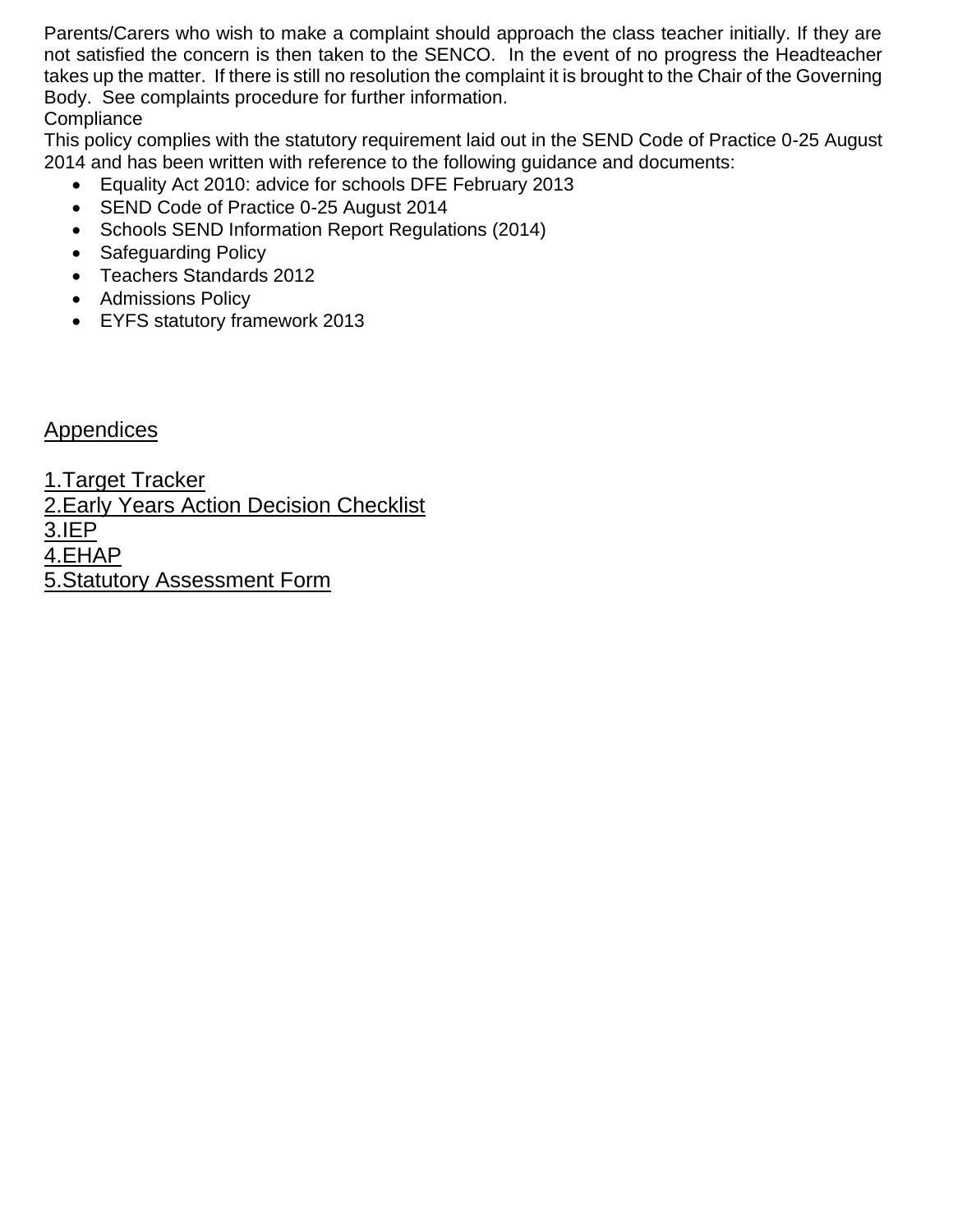Parents/Carers who wish to make a complaint should approach the class teacher initially. If they are not satisfied the concern is then taken to the SENCO. In the event of no progress the Headteacher takes up the matter. If there is still no resolution the complaint it is brought to the Chair of the Governing Body. See complaints procedure for further information.

Compliance

This policy complies with the statutory requirement laid out in the SEND Code of Practice 0-25 August 2014 and has been written with reference to the following guidance and documents:

- Equality Act 2010: advice for schools DFE February 2013
- SEND Code of Practice 0-25 August 2014
- Schools SEND Information Report Regulations (2014)
- Safeguarding Policy
- Teachers Standards 2012
- Admissions Policy
- EYFS statutory framework 2013

## Appendices

1.Target Tracker
2.Early Years Action Decision Checklist
3.IEP
4.EHAP
5.Statutory Assessment Form